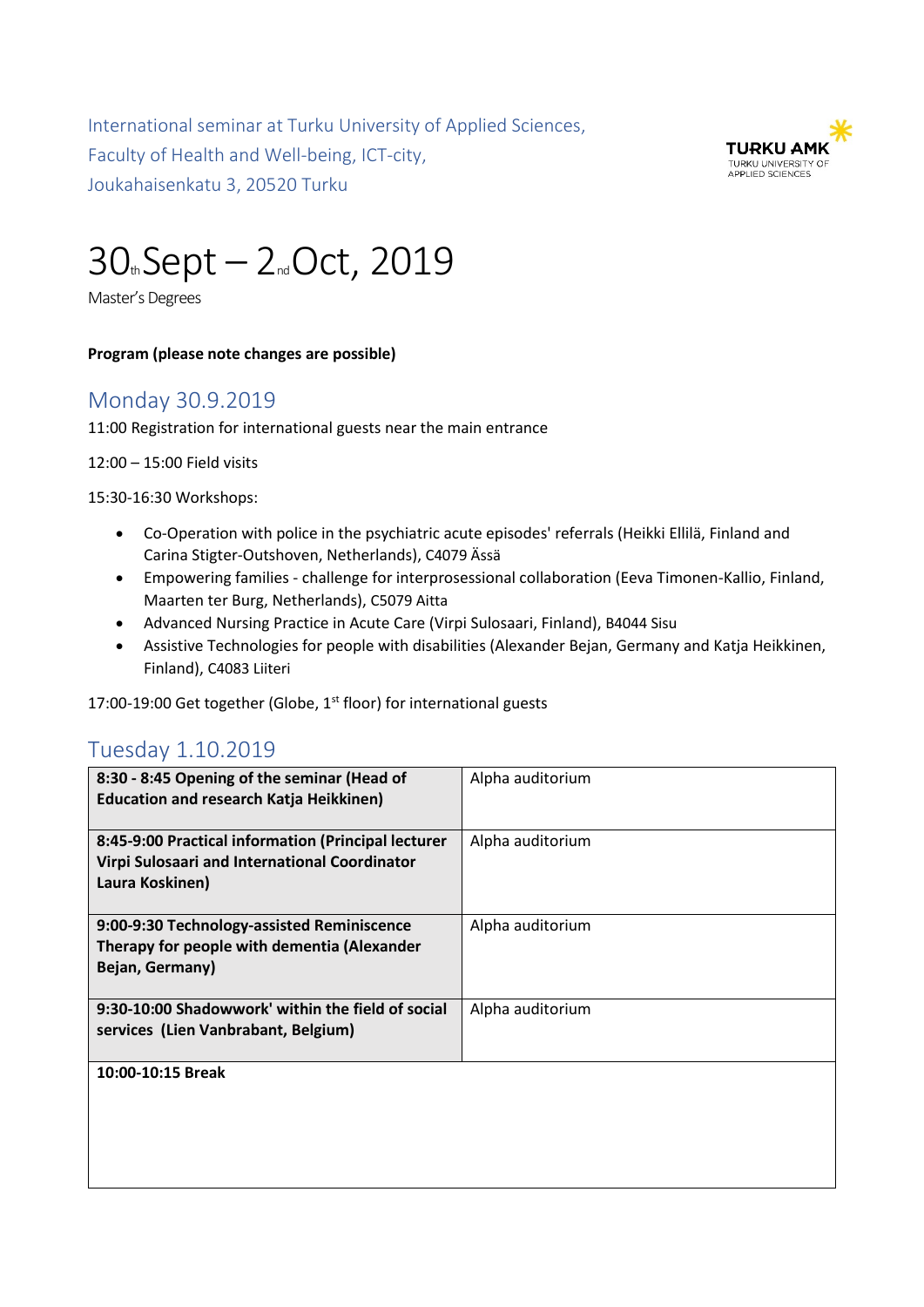International seminar at Turku University of Applied Sciences,
Faculty of Health and Well-being, ICT-city,
Joukahaisenkatu 3, 20520 Turku

TURKU AMK
TURKU UNIVERSITY OF APPLIED SCIENCES

# 30th Sept – 2nd Oct, 2019

Master's Degrees

**Program (please note changes are possible)**

## Monday 30.9.2019

11:00 Registration for international guests near the main entrance

12:00 – 15:00 Field visits

15:30-16:30 Workshops:

- Co-Operation with police in the psychiatric acute episodes' referrals (Heikki Ellilä, Finland and Carina Stigter-Outshoven, Netherlands), C4079 Ässä
- Empowering families - challenge for interprosessional collaboration (Eeva Timonen-Kallio, Finland, Maarten ter Burg, Netherlands), C5079 Aitta
- Advanced Nursing Practice in Acute Care (Virpi Sulosaari, Finland), B4044 Sisu
- Assistive Technologies for people with disabilities (Alexander Bejan, Germany and Katja Heikkinen, Finland), C4083 Liiteri

17:00-19:00 Get together (Globe, 1st floor) for international guests

## Tuesday 1.10.2019

| | |
|---|---|
| **8:30 - 8:45 Opening of the seminar (Head of Education and research Katja Heikkinen)** | Alpha auditorium |
| **8:45-9:00 Practical information (Principal lecturer Virpi Sulosaari and International Coordinator Laura Koskinen)** | Alpha auditorium |
| **9:00-9:30 Technology-assisted Reminiscence Therapy for people with dementia (Alexander Bejan, Germany)** | Alpha auditorium |
| **9:30-10:00 Shadowwork' within the field of social services (Lien Vanbrabant, Belgium)** | Alpha auditorium |
| **10:00-10:15 Break** | |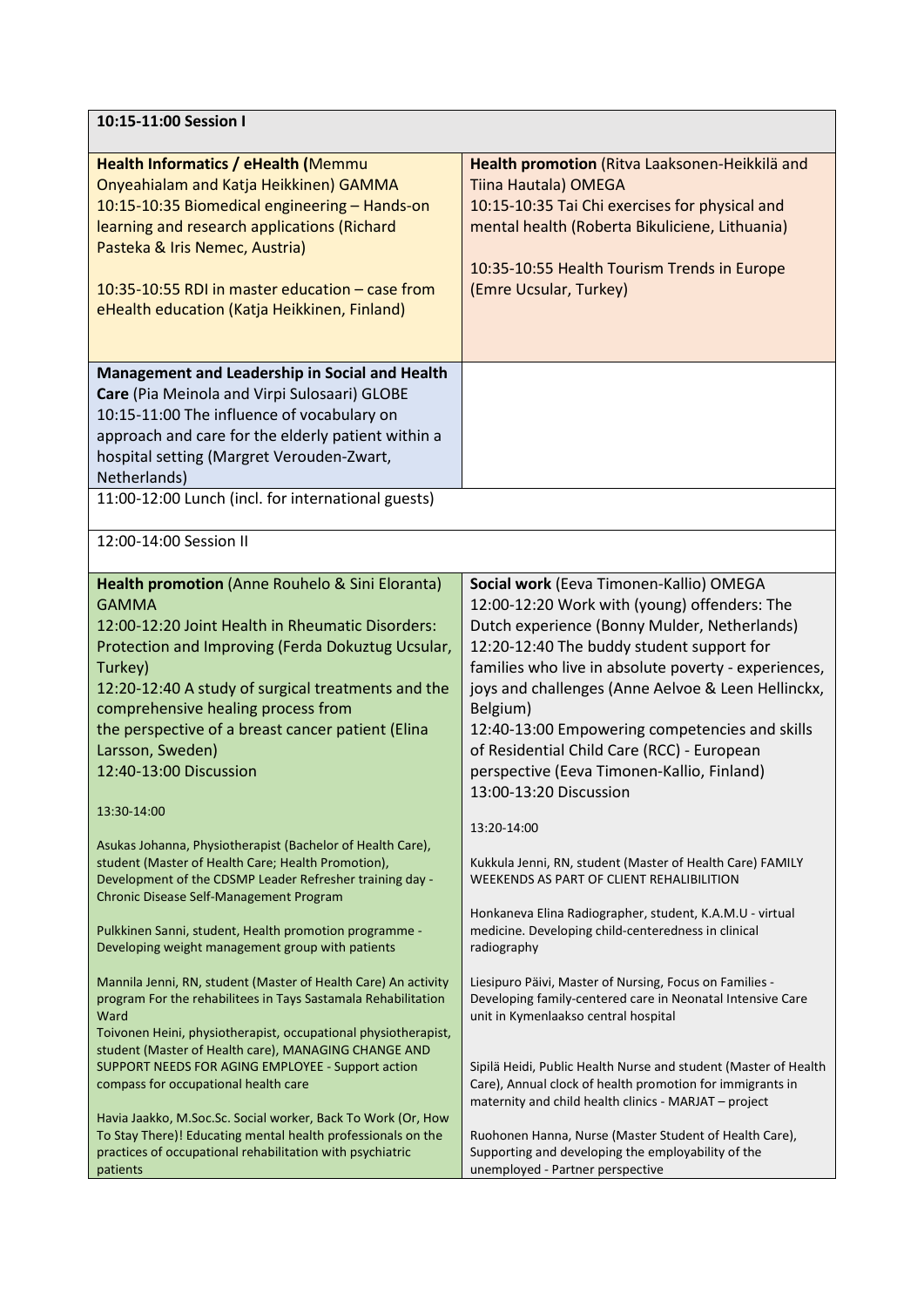**10:15-11:00 Session I**

| | |
|---|---|
| **Health Informatics / eHealth (**Memmu Onyeahialam and Katja Heikkinen) GAMMA<br>10:15-10:35 Biomedical engineering – Hands-on learning and research applications (Richard Pasteka & Iris Nemec, Austria)<br><br>10:35-10:55 RDI in master education – case from eHealth education (Katja Heikkinen, Finland) | **Health promotion** (Ritva Laaksonen-Heikkilä and Tiina Hautala) OMEGA<br>10:15-10:35 Tai Chi exercises for physical and mental health (Roberta Bikuliciene, Lithuania)<br><br>10:35-10:55 Health Tourism Trends in Europe (Emre Ucsular, Turkey) |
| **Management and Leadership in Social and Health Care** (Pia Meinola and Virpi Sulosaari) GLOBE<br>10:15-11:00 The influence of vocabulary on approach and care for the elderly patient within a hospital setting (Margret Verouden-Zwart, Netherlands) | |

11:00-12:00 Lunch (incl. for international guests)

12:00-14:00 Session II

| | |
|---|---|
| **Health promotion** (Anne Rouhelo & Sini Eloranta) GAMMA<br>12:00-12:20 Joint Health in Rheumatic Disorders: Protection and Improving (Ferda Dokuztug Ucsular, Turkey)<br>12:20-12:40 A study of surgical treatments and the comprehensive healing process from the perspective of a breast cancer patient (Elina Larsson, Sweden)<br>12:40-13:00 Discussion<br><br>13:30-14:00<br><br>Asukas Johanna, Physiotherapist (Bachelor of Health Care), student (Master of Health Care; Health Promotion), Development of the CDSMP Leader Refresher training day - Chronic Disease Self-Management Program<br><br>Pulkkinen Sanni, student, Health promotion programme - Developing weight management group with patients<br><br>Mannila Jenni, RN, student (Master of Health Care) An activity program For the rehabilitees in Tays Sastamala Rehabilitation Ward<br>Toivonen Heini, physiotherapist, occupational physiotherapist, student (Master of Health care), MANAGING CHANGE AND SUPPORT NEEDS FOR AGING EMPLOYEE - Support action compass for occupational health care<br><br>Havia Jaakko, M.Soc.Sc. Social worker, Back To Work (Or, How To Stay There)! Educating mental health professionals on the practices of occupational rehabilitation with psychiatric patients | **Social work** (Eeva Timonen-Kallio) OMEGA<br>12:00-12:20 Work with (young) offenders: The Dutch experience (Bonny Mulder, Netherlands)<br>12:20-12:40 The buddy student support for families who live in absolute poverty - experiences, joys and challenges (Anne Aelvoe & Leen Hellinckx, Belgium)<br>12:40-13:00 Empowering competencies and skills of Residential Child Care (RCC) - European perspective (Eeva Timonen-Kallio, Finland)<br>13:00-13:20 Discussion<br><br>13:20-14:00<br><br>Kukkula Jenni, RN, student (Master of Health Care) FAMILY WEEKENDS AS PART OF CLIENT REHALIBILITION<br><br>Honkaneva Elina Radiographer, student, K.A.M.U - virtual medicine. Developing child-centeredness in clinical radiography<br><br>Liesipuro Päivi, Master of Nursing, Focus on Families - Developing family-centered care in Neonatal Intensive Care unit in Kymenlaakso central hospital<br><br>Sipilä Heidi, Public Health Nurse and student (Master of Health Care), Annual clock of health promotion for immigrants in maternity and child health clinics - MARJAT – project<br><br>Ruohonen Hanna, Nurse (Master Student of Health Care), Supporting and developing the employability of the unemployed - Partner perspective |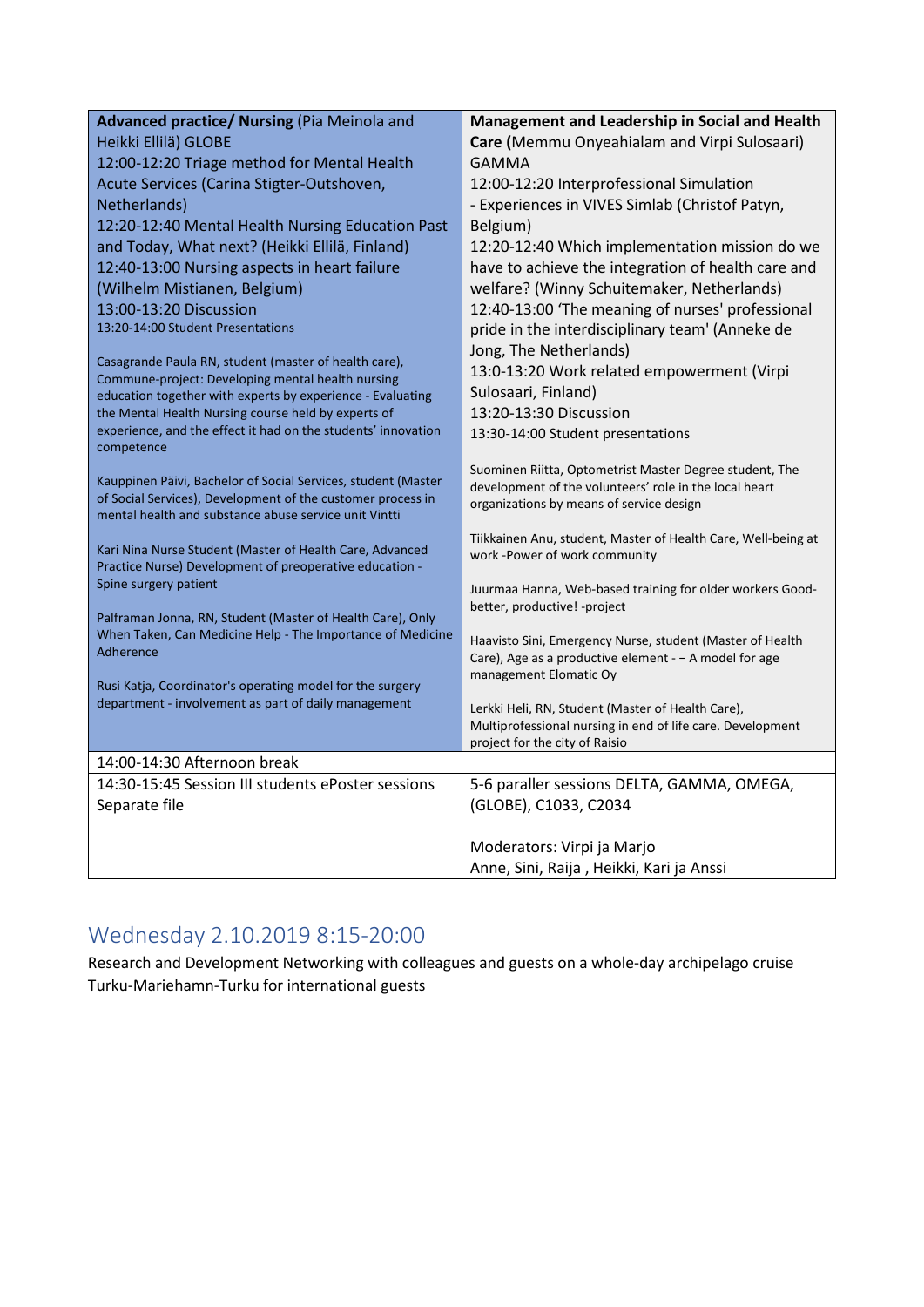| | |
|---|---|
| **Advanced practice/ Nursing** (Pia Meinola and Heikki Ellilä) GLOBE<br>12:00-12:20 Triage method for Mental Health Acute Services (Carina Stigter-Outshoven, Netherlands)<br>12:20-12:40 Mental Health Nursing Education Past and Today, What next? (Heikki Ellilä, Finland)<br>12:40-13:00 Nursing aspects in heart failure (Wilhelm Mistianen, Belgium)<br>13:00-13:20 Discussion<br>13:20-14:00 Student Presentations<br><br>Casagrande Paula RN, student (master of health care), Commune-project: Developing mental health nursing education together with experts by experience - Evaluating the Mental Health Nursing course held by experts of experience, and the effect it had on the students' innovation competence<br><br>Kauppinen Päivi, Bachelor of Social Services, student (Master of Social Services), Development of the customer process in mental health and substance abuse service unit Vintti<br><br>Kari Nina Nurse Student (Master of Health Care, Advanced Practice Nurse) Development of preoperative education - Spine surgery patient<br><br>Palframan Jonna, RN, Student (Master of Health Care), Only When Taken, Can Medicine Help - The Importance of Medicine Adherence<br><br>Rusi Katja, Coordinator's operating model for the surgery department - involvement as part of daily management | **Management and Leadership in Social and Health Care (**Memmu Onyeahialam and Virpi Sulosaari) GAMMA<br>12:00-12:20 Interprofessional Simulation - Experiences in VIVES Simlab (Christof Patyn, Belgium)<br>12:20-12:40 Which implementation mission do we have to achieve the integration of health care and welfare? (Winny Schuitemaker, Netherlands)<br>12:40-13:00 'The meaning of nurses' professional pride in the interdisciplinary team' (Anneke de Jong, The Netherlands)<br>13:0-13:20 Work related empowerment (Virpi Sulosaari, Finland)<br>13:20-13:30 Discussion<br>13:30-14:00 Student presentations<br><br>Suominen Riitta, Optometrist Master Degree student, The development of the volunteers' role in the local heart organizations by means of service design<br><br>Tiikkainen Anu, student, Master of Health Care, Well-being at work -Power of work community<br><br>Juurmaa Hanna, Web-based training for older workers Good-better, productive! -project<br><br>Haavisto Sini, Emergency Nurse, student (Master of Health Care), Age as a productive element - – A model for age management Elomatic Oy<br><br>Lerkki Heli, RN, Student (Master of Health Care), Multiprofessional nursing in end of life care. Development project for the city of Raisio |
| 14:00-14:30 Afternoon break | |
| 14:30-15:45 Session III students ePoster sessions Separate file | 5-6 paraller sessions DELTA, GAMMA, OMEGA, (GLOBE), C1033, C2034<br><br>Moderators: Virpi ja Marjo<br>Anne, Sini, Raija , Heikki, Kari ja Anssi |

## Wednesday 2.10.2019 8:15-20:00

Research and Development Networking with colleagues and guests on a whole-day archipelago cruise Turku-Mariehamn-Turku for international guests